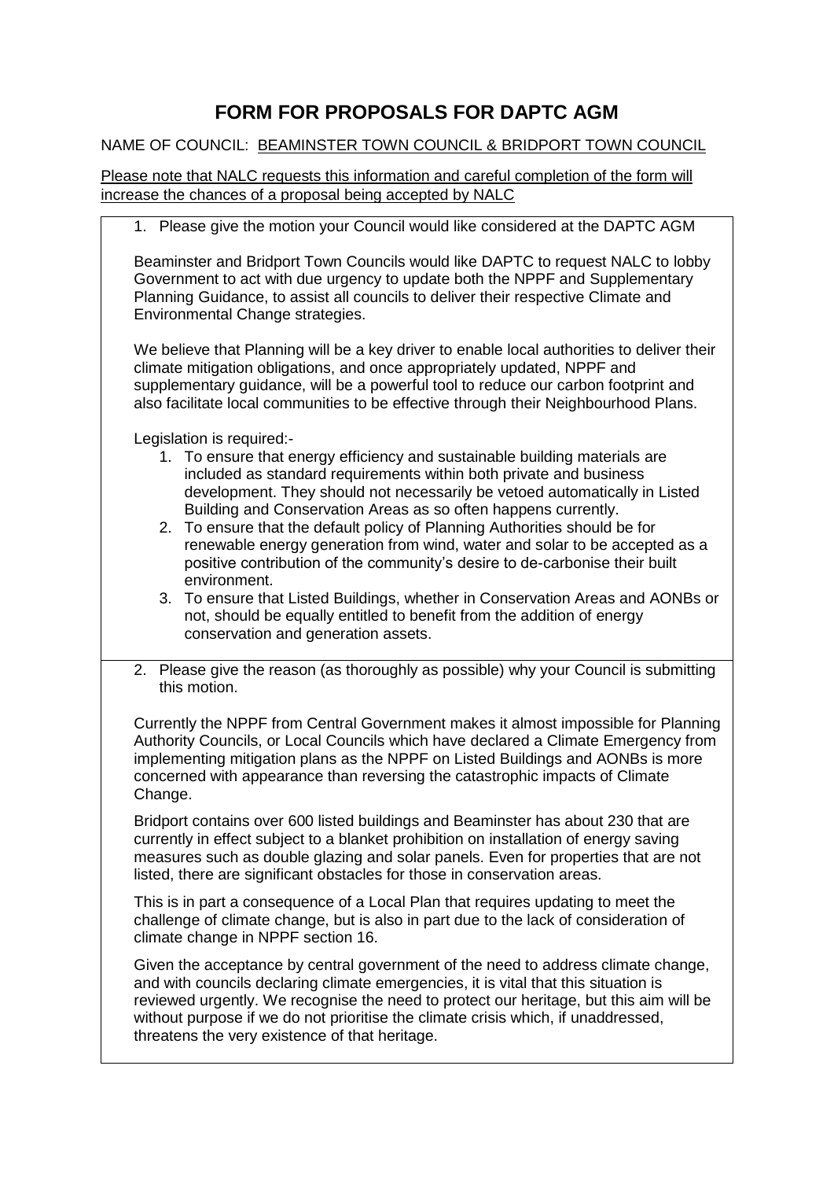# FORM FOR PROPOSALS FOR DAPTC AGM

NAME OF COUNCIL: BEAMINSTER TOWN COUNCIL & BRIDPORT TOWN COUNCIL

Please note that NALC requests this information and careful completion of the form will increase the chances of a proposal being accepted by NALC

1. Please give the motion your Council would like considered at the DAPTC AGM

Beaminster and Bridport Town Councils would like DAPTC to request NALC to lobby Government to act with due urgency to update both the NPPF and Supplementary Planning Guidance, to assist all councils to deliver their respective Climate and Environmental Change strategies.

We believe that Planning will be a key driver to enable local authorities to deliver their climate mitigation obligations, and once appropriately updated, NPPF and supplementary guidance, will be a powerful tool to reduce our carbon footprint and also facilitate local communities to be effective through their Neighbourhood Plans.

Legislation is required:-

1. To ensure that energy efficiency and sustainable building materials are included as standard requirements within both private and business development. They should not necessarily be vetoed automatically in Listed Building and Conservation Areas as so often happens currently.
2. To ensure that the default policy of Planning Authorities should be for renewable energy generation from wind, water and solar to be accepted as a positive contribution of the community's desire to de-carbonise their built environment.
3. To ensure that Listed Buildings, whether in Conservation Areas and AONBs or not, should be equally entitled to benefit from the addition of energy conservation and generation assets.

2. Please give the reason (as thoroughly as possible) why your Council is submitting this motion.

Currently the NPPF from Central Government makes it almost impossible for Planning Authority Councils, or Local Councils which have declared a Climate Emergency from implementing mitigation plans as the NPPF on Listed Buildings and AONBs is more concerned with appearance than reversing the catastrophic impacts of Climate Change.

Bridport contains over 600 listed buildings and Beaminster has about 230 that are currently in effect subject to a blanket prohibition on installation of energy saving measures such as double glazing and solar panels. Even for properties that are not listed, there are significant obstacles for those in conservation areas.

This is in part a consequence of a Local Plan that requires updating to meet the challenge of climate change, but is also in part due to the lack of consideration of climate change in NPPF section 16.

Given the acceptance by central government of the need to address climate change, and with councils declaring climate emergencies, it is vital that this situation is reviewed urgently. We recognise the need to protect our heritage, but this aim will be without purpose if we do not prioritise the climate crisis which, if unaddressed, threatens the very existence of that heritage.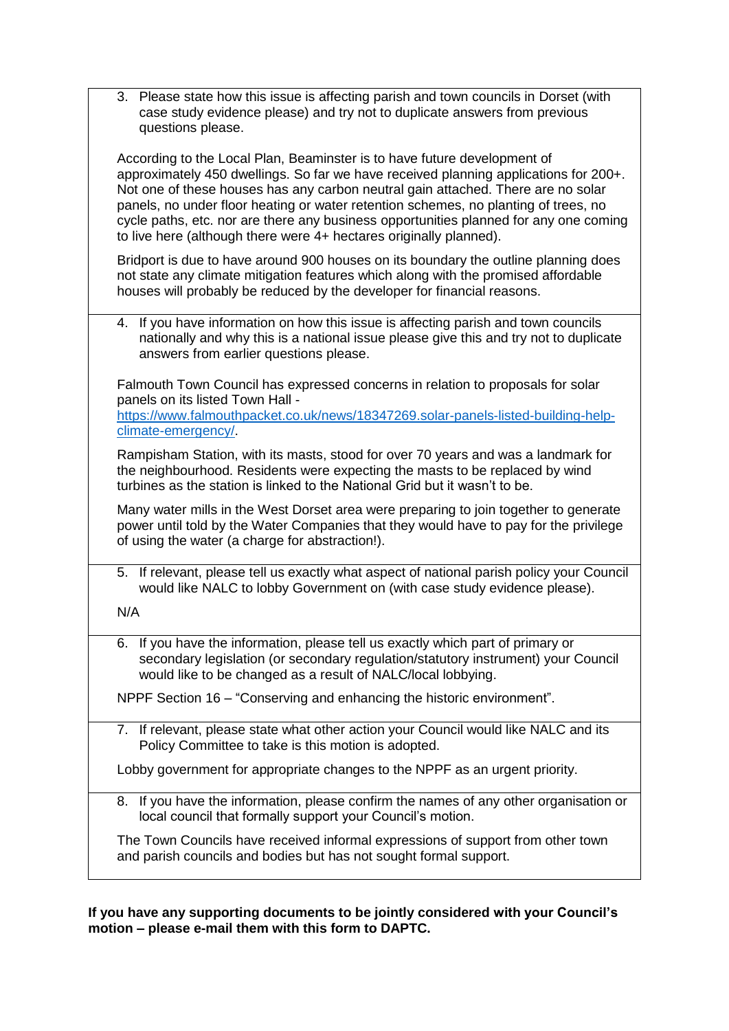3. Please state how this issue is affecting parish and town councils in Dorset (with case study evidence please) and try not to duplicate answers from previous questions please.

According to the Local Plan, Beaminster is to have future development of approximately 450 dwellings. So far we have received planning applications for 200+. Not one of these houses has any carbon neutral gain attached. There are no solar panels, no under floor heating or water retention schemes, no planting of trees, no cycle paths, etc. nor are there any business opportunities planned for any one coming to live here (although there were 4+ hectares originally planned).

Bridport is due to have around 900 houses on its boundary the outline planning does not state any climate mitigation features which along with the promised affordable houses will probably be reduced by the developer for financial reasons.

4. If you have information on how this issue is affecting parish and town councils nationally and why this is a national issue please give this and try not to duplicate answers from earlier questions please.

Falmouth Town Council has expressed concerns in relation to proposals for solar panels on its listed Town Hall - [https://www.falmouthpacket.co.uk/news/18347269.solar-panels-listed-building-help-climate-emergency/](https://www.falmouthpacket.co.uk/news/18347269.solar-panels-listed-building-help-climate-emergency/).

Rampisham Station, with its masts, stood for over 70 years and was a landmark for the neighbourhood. Residents were expecting the masts to be replaced by wind turbines as the station is linked to the National Grid but it wasn't to be.

Many water mills in the West Dorset area were preparing to join together to generate power until told by the Water Companies that they would have to pay for the privilege of using the water (a charge for abstraction!).

5. If relevant, please tell us exactly what aspect of national parish policy your Council would like NALC to lobby Government on (with case study evidence please).

N/A

6. If you have the information, please tell us exactly which part of primary or secondary legislation (or secondary regulation/statutory instrument) your Council would like to be changed as a result of NALC/local lobbying.

NPPF Section 16 – "Conserving and enhancing the historic environment".

7. If relevant, please state what other action your Council would like NALC and its Policy Committee to take is this motion is adopted.

Lobby government for appropriate changes to the NPPF as an urgent priority.

8. If you have the information, please confirm the names of any other organisation or local council that formally support your Council's motion.

The Town Councils have received informal expressions of support from other town and parish councils and bodies but has not sought formal support.

**If you have any supporting documents to be jointly considered with your Council's motion – please e-mail them with this form to DAPTC.**